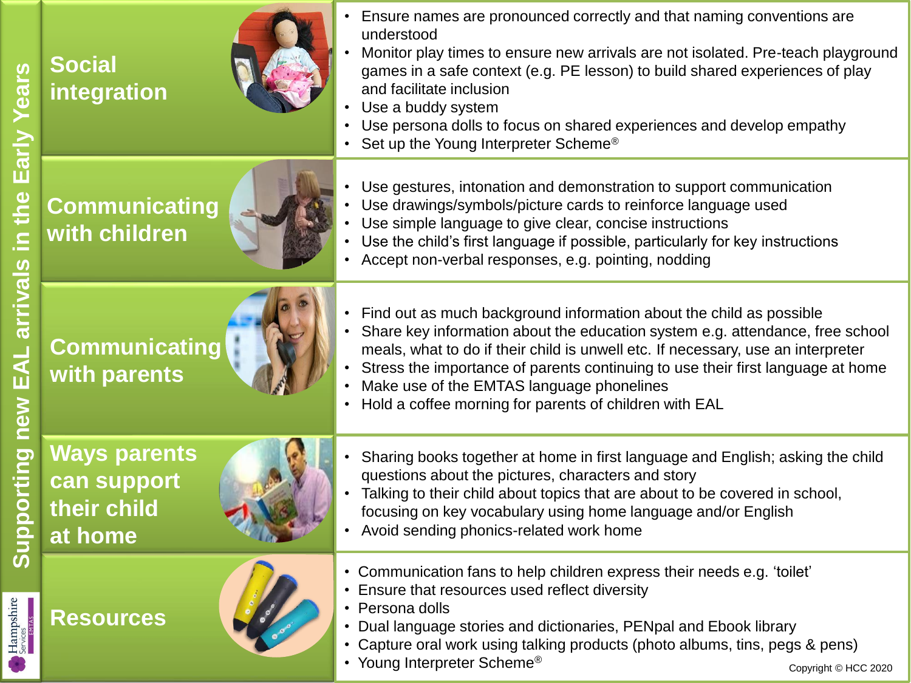# Supporting new EAL arrivals in the Early Years

## Social integration

- Ensure names are pronounced correctly and that naming conventions are understood
- Monitor play times to ensure new arrivals are not isolated. Pre-teach playground games in a safe context (e.g. PE lesson) to build shared experiences of play and facilitate inclusion
- Use a buddy system
- Use persona dolls to focus on shared experiences and develop empathy
- Set up the Young Interpreter Scheme®

## Communicating with children

- Use gestures, intonation and demonstration to support communication
- Use drawings/symbols/picture cards to reinforce language used
- Use simple language to give clear, concise instructions
- Use the child's first language if possible, particularly for key instructions
- Accept non-verbal responses, e.g. pointing, nodding

## Communicating with parents

- Find out as much background information about the child as possible
- Share key information about the education system e.g. attendance, free school meals, what to do if their child is unwell etc. If necessary, use an interpreter
- Stress the importance of parents continuing to use their first language at home
- Make use of the EMTAS language phonelines
- Hold a coffee morning for parents of children with EAL

## Ways parents can support their child at home

- Sharing books together at home in first language and English; asking the child questions about the pictures, characters and story
- Talking to their child about topics that are about to be covered in school, focusing on key vocabulary using home language and/or English
- Avoid sending phonics-related work home

## Resources

- Communication fans to help children express their needs e.g. 'toilet'
- Ensure that resources used reflect diversity
- Persona dolls
- Dual language stories and dictionaries, PENpal and Ebook library
- Capture oral work using talking products (photo albums, tins, pegs & pens)
- Young Interpreter Scheme®

Hampshire Services EMTAS

Copyright © HCC 2020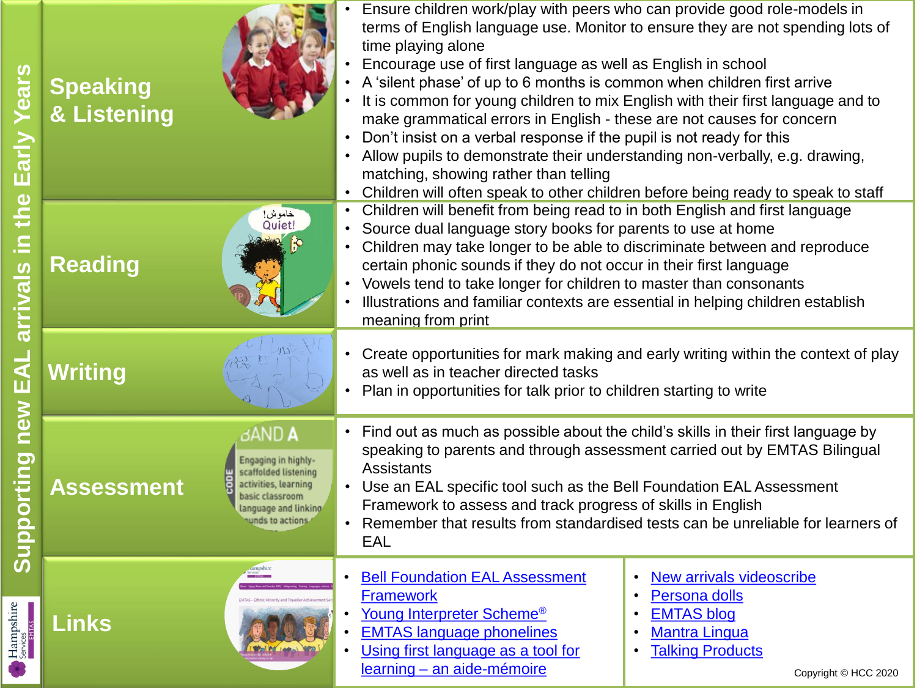# Supporting new EAL arrivals in the Early Years

## Speaking & Listening

- Ensure children work/play with peers who can provide good role-models in terms of English language use. Monitor to ensure they are not spending lots of time playing alone
- Encourage use of first language as well as English in school
- A 'silent phase' of up to 6 months is common when children first arrive
- It is common for young children to mix English with their first language and to make grammatical errors in English - these are not causes for concern
- Don't insist on a verbal response if the pupil is not ready for this
- Allow pupils to demonstrate their understanding non-verbally, e.g. drawing, matching, showing rather than telling
- Children will often speak to other children before being ready to speak to staff

## Reading

- Children will benefit from being read to in both English and first language
- Source dual language story books for parents to use at home
- Children may take longer to be able to discriminate between and reproduce certain phonic sounds if they do not occur in their first language
- Vowels tend to take longer for children to master than consonants
- Illustrations and familiar contexts are essential in helping children establish meaning from print

## Writing

- Create opportunities for mark making and early writing within the context of play as well as in teacher directed tasks
- Plan in opportunities for talk prior to children starting to write

## Assessment

- Find out as much as possible about the child's skills in their first language by speaking to parents and through assessment carried out by EMTAS Bilingual Assistants
- Use an EAL specific tool such as the Bell Foundation EAL Assessment Framework to assess and track progress of skills in English
- Remember that results from standardised tests can be unreliable for learners of EAL

## Links

- Bell Foundation EAL Assessment Framework
- Young Interpreter Scheme®
- EMTAS language phonelines
- Using first language as a tool for learning – an aide-mémoire
- New arrivals videoscribe
- Persona dolls
- EMTAS blog
- Mantra Lingua
- Talking Products

Copyright © HCC 2020